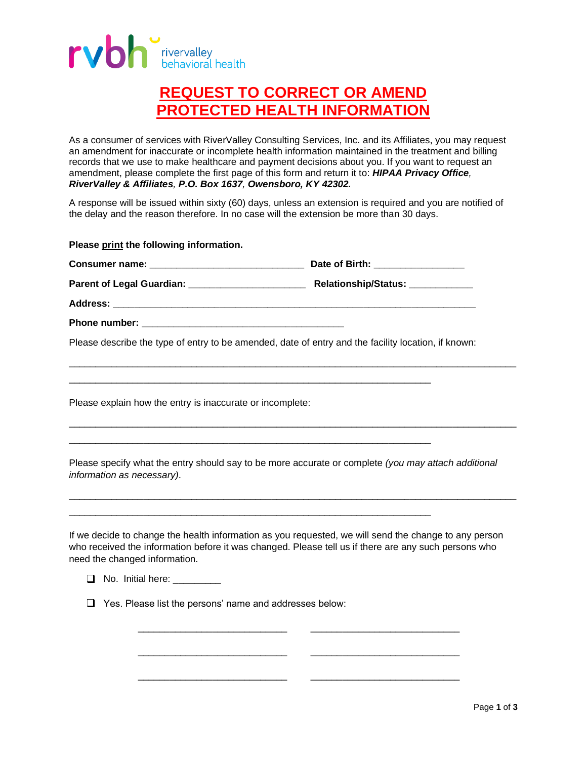rvbh rivervalley behavioral health

# REQUEST TO CORRECT OR AMEND PROTECTED HEALTH INFORMATION

As a consumer of services with RiverValley Consulting Services, Inc. and its Affiliates, you may request an amendment for inaccurate or incomplete health information maintained in the treatment and billing records that we use to make healthcare and payment decisions about you. If you want to request an amendment, please complete the first page of this form and return it to: ***HIPAA Privacy Office**, **RiverValley & Affiliates**, **P.O. Box 1637**, **Owensboro, KY 42302.***

A response will be issued within sixty (60) days, unless an extension is required and you are notified of the delay and the reason therefore. In no case will the extension be more than 30 days.

**Please <u>print</u> the following information.**

**Consumer name:** _____________________________ **Date of Birth:** _________________

**Parent of Legal Guardian:** ______________________ **Relationship/Status:** ____________

**Address:** _____________________________________________________________________

**Phone number:** ______________________________________

Please describe the type of entry to be amended, date of entry and the facility location, if known:

_____________________________________________________________________________________

____________________________________________________________________

Please explain how the entry is inaccurate or incomplete:

_____________________________________________________________________________________

____________________________________________________________________

Please specify what the entry should say to be more accurate or complete *(you may attach additional information as necessary)*.

_____________________________________________________________________________________

____________________________________________________________________

If we decide to change the health information as you requested, we will send the change to any person who received the information before it was changed. Please tell us if there are any such persons who need the changed information.

- ☐ No. Initial here: _________
- ☐ Yes. Please list the persons' name and addresses below:

____________________________ ____________________________

____________________________ ____________________________

____________________________ ____________________________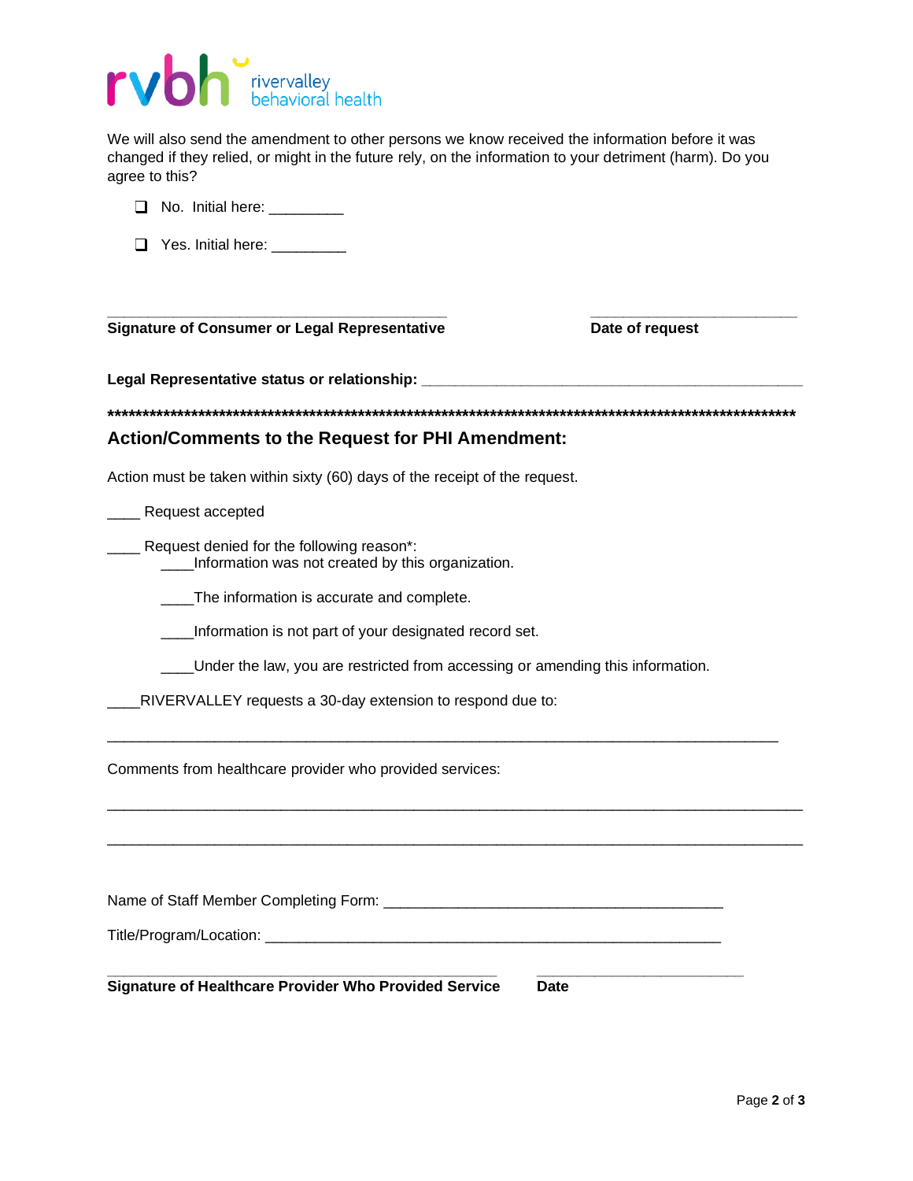We will also send the amendment to other persons we know received the information before it was changed if they relied, or might in the future rely, on the information to your detriment (harm). Do you agree to this?

- ☐ No. Initial here: _________
- ☐ Yes. Initial here: _________

_________________________________________ _________________________

**Signature of Consumer or Legal Representative** **Date of request**

**Legal Representative status or relationship:** ____________________________________________

**************************************************************************************************

## Action/Comments to the Request for PHI Amendment:

Action must be taken within sixty (60) days of the receipt of the request.

____ Request accepted

____ Request denied for the following reason*:

- ____Information was not created by this organization.
- ____The information is accurate and complete.
- ____Information is not part of your designated record set.
- ____Under the law, you are restricted from accessing or amending this information.

____RIVERVALLEY requests a 30-day extension to respond due to:

_________________________________________________________________________________

Comments from healthcare provider who provided services:

_________________________________________________________________________________

_________________________________________________________________________________

Name of Staff Member Completing Form: _________________________________________

Title/Program/Location: _______________________________________________________

_______________________________________________ _________________________

**Signature of Healthcare Provider Who Provided Service** **Date**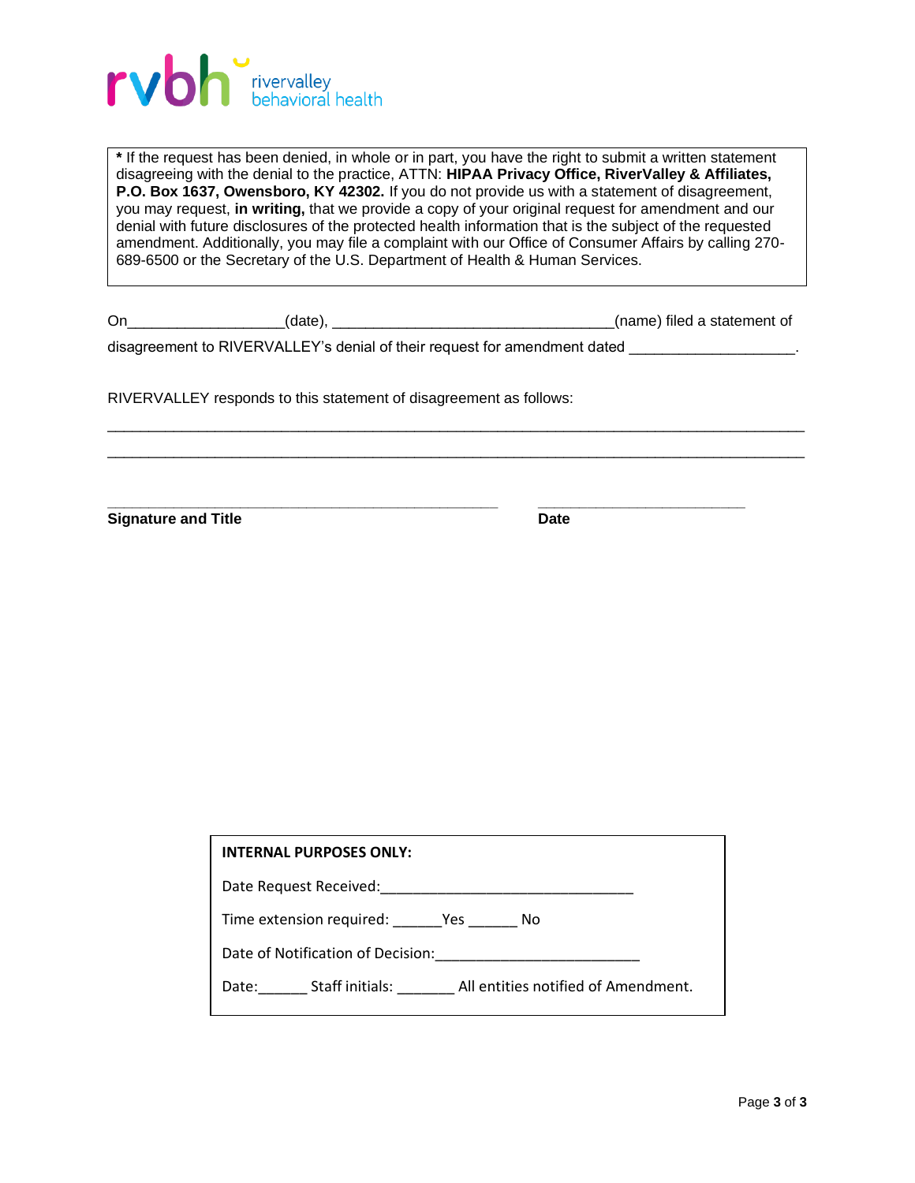rvbh riverValley behavioral health

**\*** If the request has been denied, in whole or in part, you have the right to submit a written statement disagreeing with the denial to the practice, ATTN: **HIPAA Privacy Office, RiverValley & Affiliates, P.O. Box 1637, Owensboro, KY 42302.** If you do not provide us with a statement of disagreement, you may request, **in writing,** that we provide a copy of your original request for amendment and our denial with future disclosures of the protected health information that is the subject of the requested amendment. Additionally, you may file a complaint with our Office of Consumer Affairs by calling 270-689-6500 or the Secretary of the U.S. Department of Health & Human Services.

On__________________(date), _________________________________(name) filed a statement of disagreement to RIVERVALLEY's denial of their request for amendment dated ___________________.

RIVERVALLEY responds to this statement of disagreement as follows:

_______________________________________________________________________________

_______________________________________________________________________________

_____________________________________________ ________________________

**Signature and Title** **Date**

**INTERNAL PURPOSES ONLY:**

Date Request Received:______________________________

Time extension required: ______Yes ______ No

Date of Notification of Decision:________________________

Date:______ Staff initials: _______ All entities notified of Amendment.